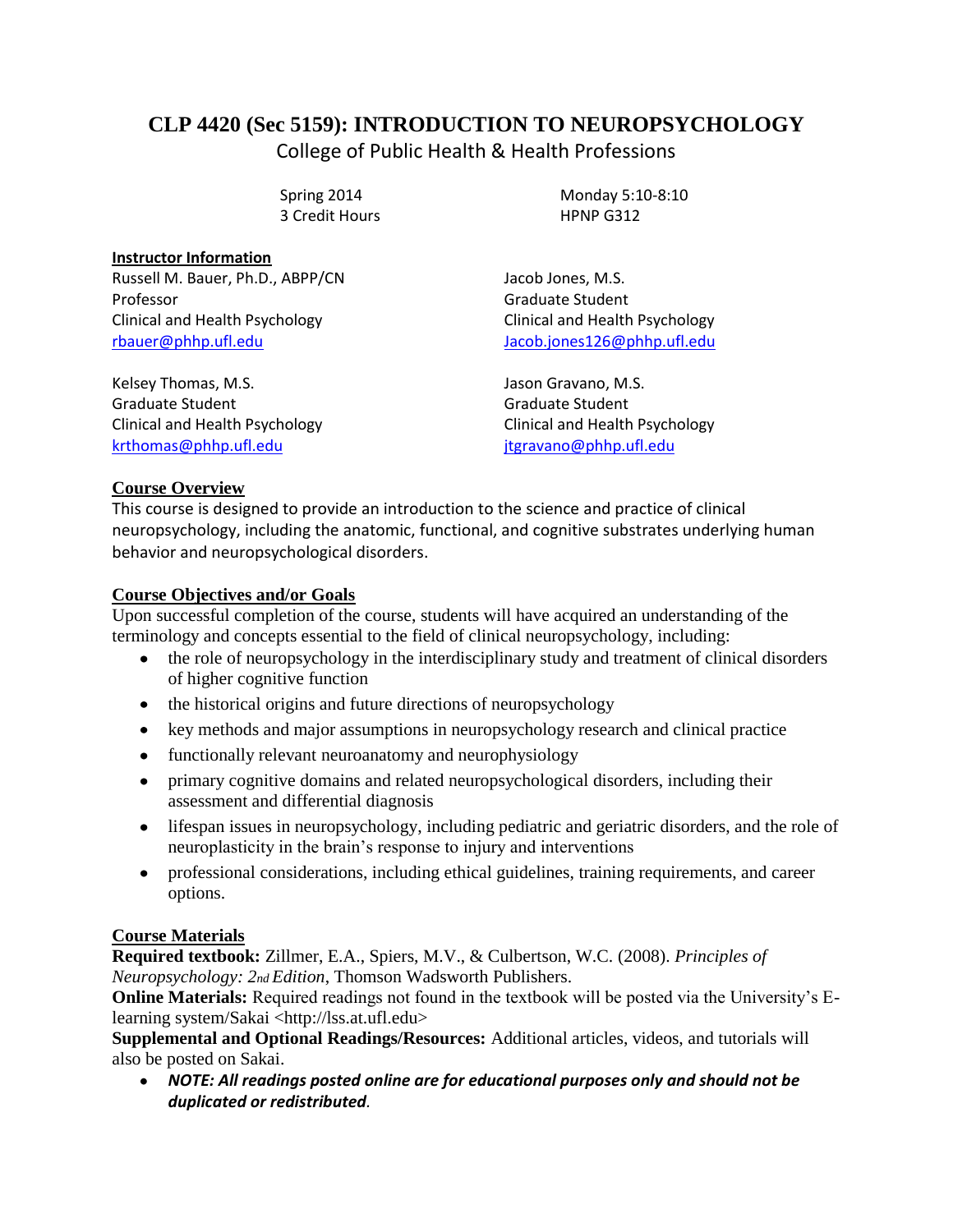# CLP 4420 (Sec 5159): INTRODUCTION TO NEUROPSYCHOLOGY

College of Public Health & Health Professions

Spring 2014
3 Credit Hours

Monday 5:10-8:10
HPNP G312

**Instructor Information**

Russell M. Bauer, Ph.D., ABPP/CN
Professor
Clinical and Health Psychology
rbauer@phhp.ufl.edu

Jacob Jones, M.S.
Graduate Student
Clinical and Health Psychology
Jacob.jones126@phhp.ufl.edu

Kelsey Thomas, M.S.
Graduate Student
Clinical and Health Psychology
krthomas@phhp.ufl.edu

Jason Gravano, M.S.
Graduate Student
Clinical and Health Psychology
jtgravano@phhp.ufl.edu

## Course Overview

This course is designed to provide an introduction to the science and practice of clinical neuropsychology, including the anatomic, functional, and cognitive substrates underlying human behavior and neuropsychological disorders.

## Course Objectives and/or Goals

Upon successful completion of the course, students will have acquired an understanding of the terminology and concepts essential to the field of clinical neuropsychology, including:

- the role of neuropsychology in the interdisciplinary study and treatment of clinical disorders of higher cognitive function
- the historical origins and future directions of neuropsychology
- key methods and major assumptions in neuropsychology research and clinical practice
- functionally relevant neuroanatomy and neurophysiology
- primary cognitive domains and related neuropsychological disorders, including their assessment and differential diagnosis
- lifespan issues in neuropsychology, including pediatric and geriatric disorders, and the role of neuroplasticity in the brain's response to injury and interventions
- professional considerations, including ethical guidelines, training requirements, and career options.

## Course Materials

**Required textbook:** Zillmer, E.A., Spiers, M.V., & Culbertson, W.C. (2008). *Principles of Neuropsychology: 2nd Edition*, Thomson Wadsworth Publishers.

**Online Materials:** Required readings not found in the textbook will be posted via the University's E-learning system/Sakai <http://lss.at.ufl.edu>

**Supplemental and Optional Readings/Resources:** Additional articles, videos, and tutorials will also be posted on Sakai.

- ***NOTE: All readings posted online are for educational purposes only and should not be duplicated or redistributed.***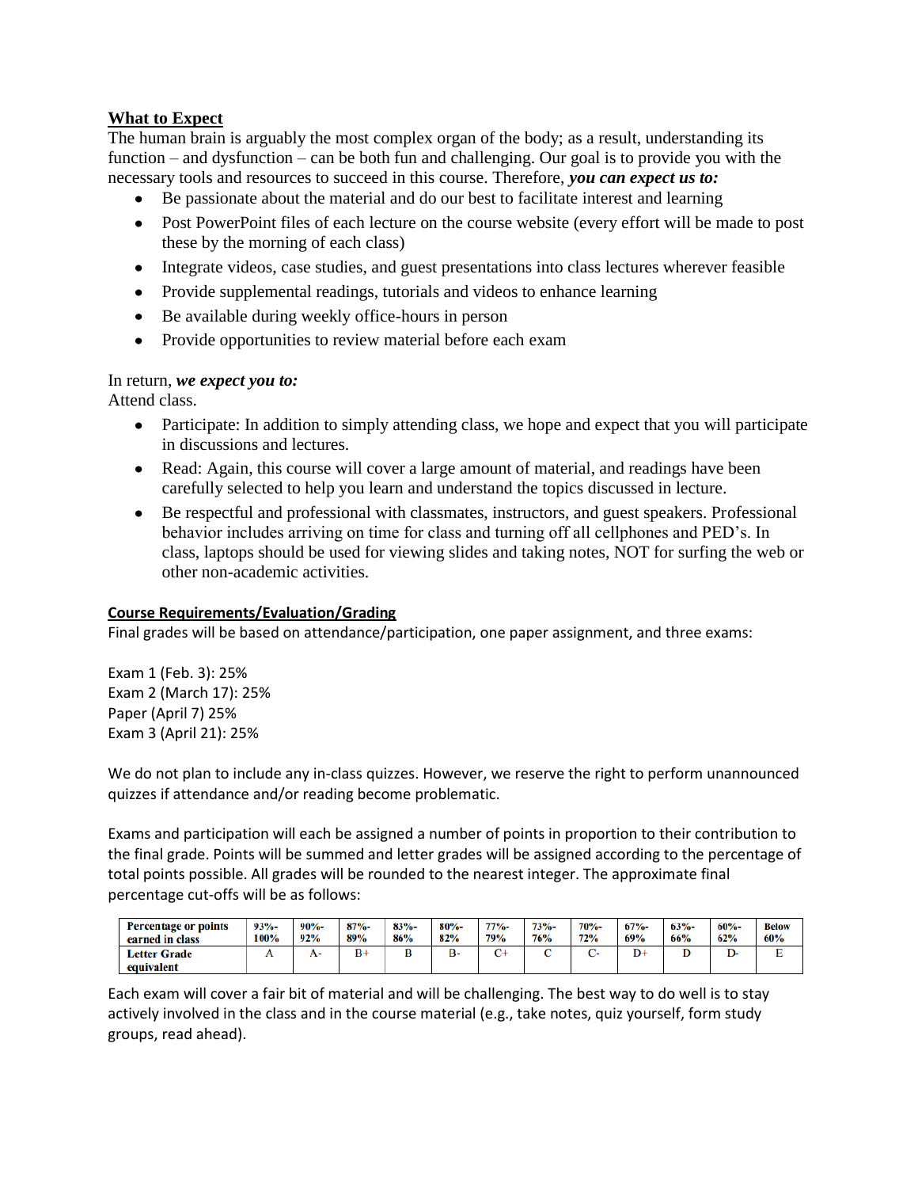## What to Expect

The human brain is arguably the most complex organ of the body; as a result, understanding its function – and dysfunction – can be both fun and challenging. Our goal is to provide you with the necessary tools and resources to succeed in this course. Therefore, ***you can expect us to:***

- Be passionate about the material and do our best to facilitate interest and learning
- Post PowerPoint files of each lecture on the course website (every effort will be made to post these by the morning of each class)
- Integrate videos, case studies, and guest presentations into class lectures wherever feasible
- Provide supplemental readings, tutorials and videos to enhance learning
- Be available during weekly office-hours in person
- Provide opportunities to review material before each exam

In return, ***we expect you to:***

Attend class.

- Participate: In addition to simply attending class, we hope and expect that you will participate in discussions and lectures.
- Read: Again, this course will cover a large amount of material, and readings have been carefully selected to help you learn and understand the topics discussed in lecture.
- Be respectful and professional with classmates, instructors, and guest speakers. Professional behavior includes arriving on time for class and turning off all cellphones and PED's. In class, laptops should be used for viewing slides and taking notes, NOT for surfing the web or other non-academic activities.

## Course Requirements/Evaluation/Grading

Final grades will be based on attendance/participation, one paper assignment, and three exams:

Exam 1 (Feb. 3): 25%
Exam 2 (March 17): 25%
Paper (April 7) 25%
Exam 3 (April 21): 25%

We do not plan to include any in-class quizzes. However, we reserve the right to perform unannounced quizzes if attendance and/or reading become problematic.

Exams and participation will each be assigned a number of points in proportion to their contribution to the final grade. Points will be summed and letter grades will be assigned according to the percentage of total points possible. All grades will be rounded to the nearest integer. The approximate final percentage cut-offs will be as follows:

| Percentage or points earned in class | 93%-100% | 90%-92% | 87%-89% | 83%-86% | 80%-82% | 77%-79% | 73%-76% | 70%-72% | 67%-69% | 63%-66% | 60%-62% | Below 60% |
|---|---|---|---|---|---|---|---|---|---|---|---|---|
| Letter Grade equivalent | A | A- | B+ | B | B- | C+ | C | C- | D+ | D | D- | E |

Each exam will cover a fair bit of material and will be challenging. The best way to do well is to stay actively involved in the class and in the course material (e.g., take notes, quiz yourself, form study groups, read ahead).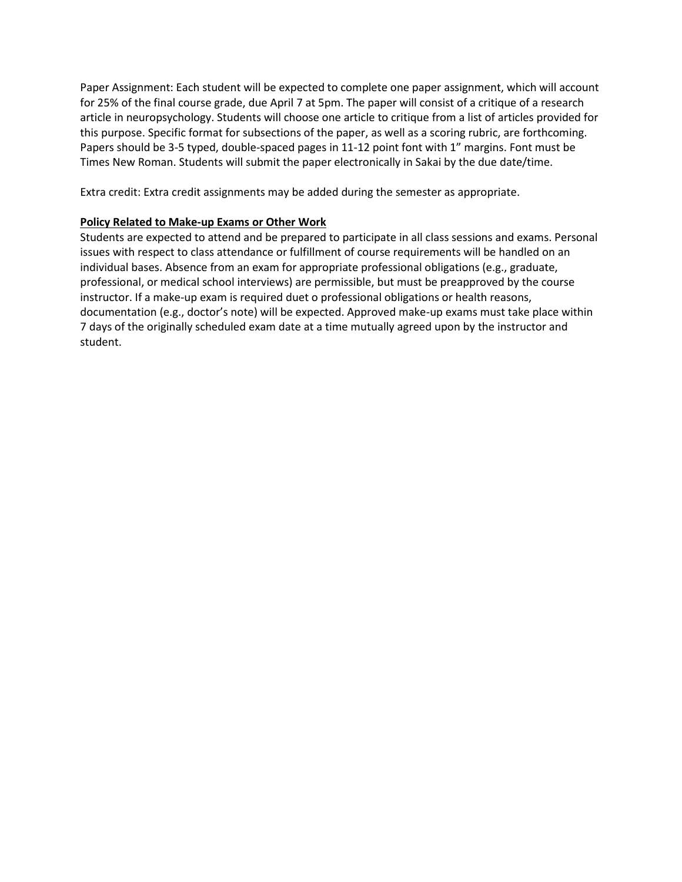Paper Assignment: Each student will be expected to complete one paper assignment, which will account for 25% of the final course grade, due April 7 at 5pm. The paper will consist of a critique of a research article in neuropsychology. Students will choose one article to critique from a list of articles provided for this purpose. Specific format for subsections of the paper, as well as a scoring rubric, are forthcoming. Papers should be 3-5 typed, double-spaced pages in 11-12 point font with 1" margins. Font must be Times New Roman. Students will submit the paper electronically in Sakai by the due date/time.

Extra credit: Extra credit assignments may be added during the semester as appropriate.

**Policy Related to Make-up Exams or Other Work**

Students are expected to attend and be prepared to participate in all class sessions and exams. Personal issues with respect to class attendance or fulfillment of course requirements will be handled on an individual bases. Absence from an exam for appropriate professional obligations (e.g., graduate, professional, or medical school interviews) are permissible, but must be preapproved by the course instructor. If a make-up exam is required duet o professional obligations or health reasons, documentation (e.g., doctor's note) will be expected. Approved make-up exams must take place within 7 days of the originally scheduled exam date at a time mutually agreed upon by the instructor and student.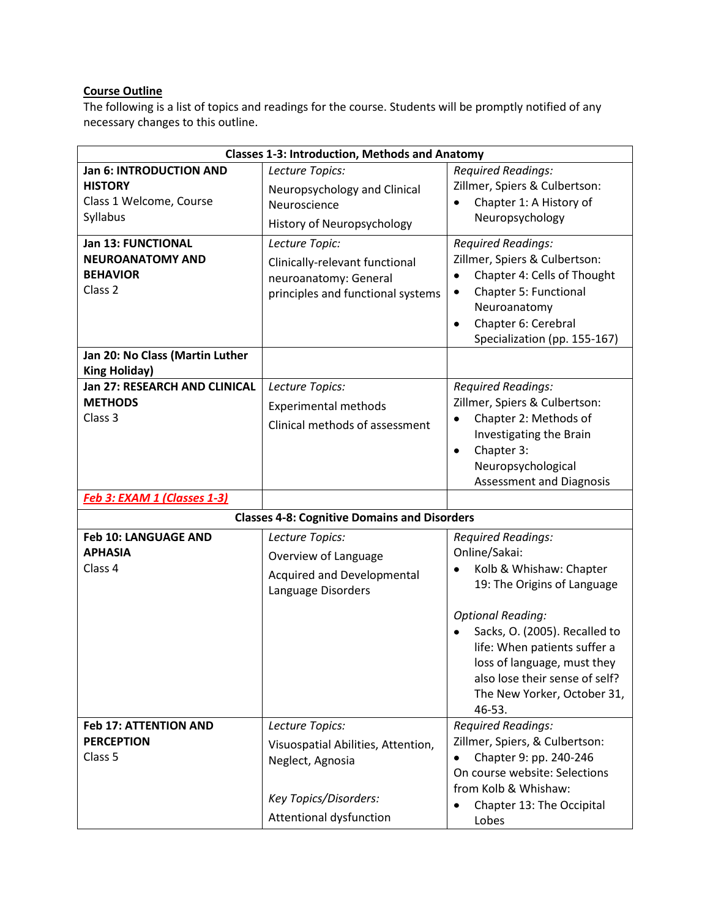**Course Outline**

The following is a list of topics and readings for the course. Students will be promptly notified of any necessary changes to this outline.

| Classes 1-3: Introduction, Methods and Anatomy | | |
|---|---|---|
| **Jan 6: INTRODUCTION AND HISTORY**<br>Class 1 Welcome, Course Syllabus | *Lecture Topics:*<br>Neuropsychology and Clinical Neuroscience<br>History of Neuropsychology | *Required Readings:*<br>Zillmer, Spiers & Culbertson:<br>• Chapter 1: A History of Neuropsychology |
| **Jan 13: FUNCTIONAL NEUROANATOMY AND BEHAVIOR**<br>Class 2 | *Lecture Topic:*<br>Clinically-relevant functional neuroanatomy: General principles and functional systems | *Required Readings:*<br>Zillmer, Spiers & Culbertson:<br>• Chapter 4: Cells of Thought<br>• Chapter 5: Functional Neuroanatomy<br>• Chapter 6: Cerebral Specialization (pp. 155-167) |
| **Jan 20: No Class (Martin Luther King Holiday)** | | |
| **Jan 27: RESEARCH AND CLINICAL METHODS**<br>Class 3 | *Lecture Topics:*<br>Experimental methods<br>Clinical methods of assessment | *Required Readings:*<br>Zillmer, Spiers & Culbertson:<br>• Chapter 2: Methods of Investigating the Brain<br>• Chapter 3: Neuropsychological Assessment and Diagnosis |
| ***Feb 3: EXAM 1 (Classes 1-3)*** | | |
| **Classes 4-8: Cognitive Domains and Disorders** | | |
| **Feb 10: LANGUAGE AND APHASIA**<br>Class 4 | *Lecture Topics:*<br>Overview of Language<br>Acquired and Developmental Language Disorders | *Required Readings:*<br>Online/Sakai:<br>• Kolb & Whishaw: Chapter 19: The Origins of Language<br><br>*Optional Reading:*<br>• Sacks, O. (2005). Recalled to life: When patients suffer a loss of language, must they also lose their sense of self? The New Yorker, October 31, 46-53. |
| **Feb 17: ATTENTION AND PERCEPTION**<br>Class 5 | *Lecture Topics:*<br>Visuospatial Abilities, Attention, Neglect, Agnosia<br><br>*Key Topics/Disorders:*<br>Attentional dysfunction | *Required Readings:*<br>Zillmer, Spiers, & Culbertson:<br>• Chapter 9: pp. 240-246<br>On course website: Selections from Kolb & Whishaw:<br>• Chapter 13: The Occipital Lobes |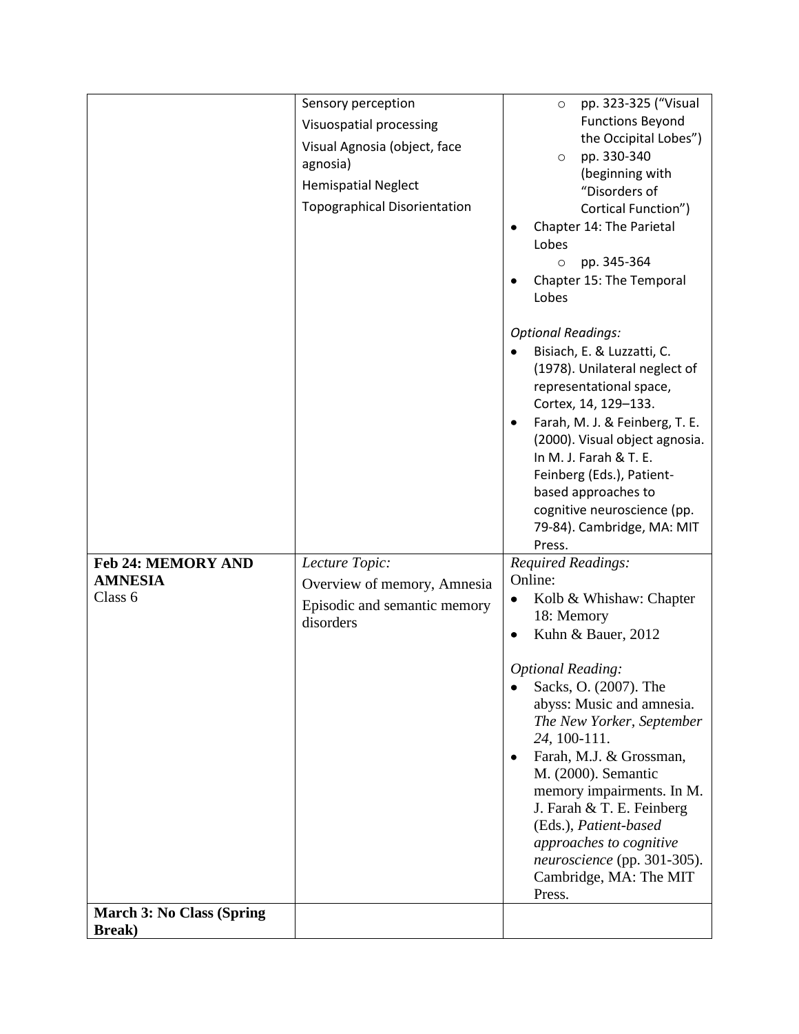| | | |
|---|---|---|
| | Sensory perception<br>Visuospatial processing<br>Visual Agnosia (object, face agnosia)<br>Hemispatial Neglect<br>Topographical Disorientation | ◦ pp. 323-325 ("Visual Functions Beyond the Occipital Lobes")<br>◦ pp. 330-340 (beginning with "Disorders of Cortical Function")<br>• Chapter 14: The Parietal Lobes<br>◦ pp. 345-364<br>• Chapter 15: The Temporal Lobes<br><br>*Optional Readings:*<br>• Bisiach, E. & Luzzatti, C. (1978). Unilateral neglect of representational space, Cortex, 14, 129–133.<br>• Farah, M. J. & Feinberg, T. E. (2000). Visual object agnosia. In M. J. Farah & T. E. Feinberg (Eds.), Patient-based approaches to cognitive neuroscience (pp. 79-84). Cambridge, MA: MIT Press. |
| **Feb 24: MEMORY AND AMNESIA**<br>Class 6 | *Lecture Topic:*<br>Overview of memory, Amnesia<br>Episodic and semantic memory disorders | *Required Readings:*<br>Online:<br>• Kolb & Whishaw: Chapter 18: Memory<br>• Kuhn & Bauer, 2012<br><br>*Optional Reading:*<br>• Sacks, O. (2007). The abyss: Music and amnesia. *The New Yorker, September 24*, 100-111.<br>• Farah, M.J. & Grossman, M. (2000). Semantic memory impairments. In M. J. Farah & T. E. Feinberg (Eds.), *Patient-based approaches to cognitive neuroscience* (pp. 301-305). Cambridge, MA: The MIT Press. |
| **March 3: No Class (Spring Break)** | | |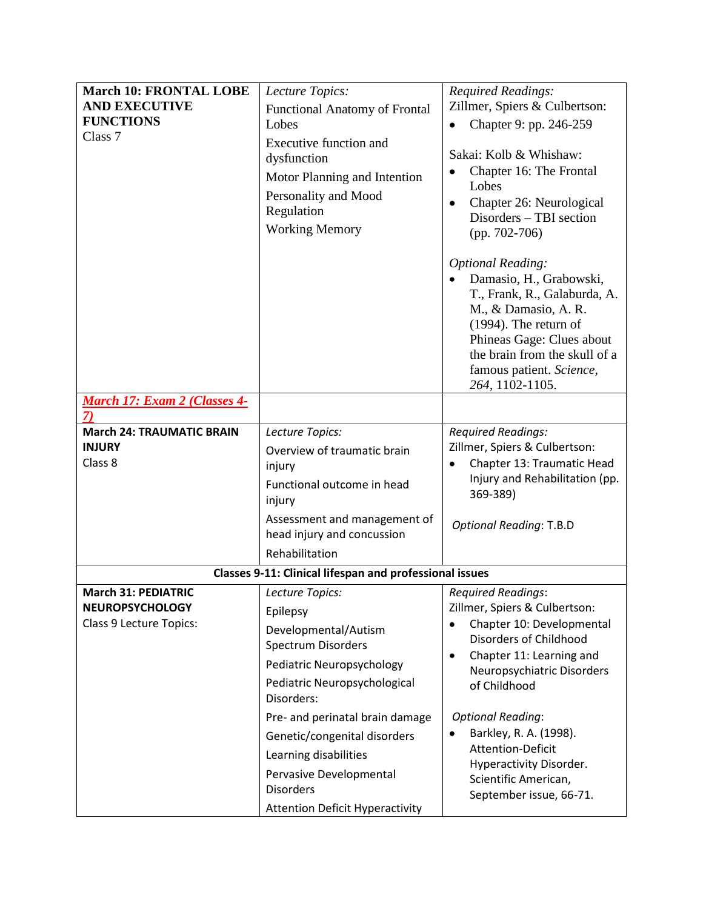| **March 10: FRONTAL LOBE AND EXECUTIVE FUNCTIONS**<br>Class 7 | *Lecture Topics:*<br>Functional Anatomy of Frontal Lobes<br>Executive function and dysfunction<br>Motor Planning and Intention<br>Personality and Mood Regulation<br>Working Memory | *Required Readings:*<br>Zillmer, Spiers & Culbertson:<br>• Chapter 9: pp. 246-259<br><br>Sakai: Kolb & Whishaw:<br>• Chapter 16: The Frontal Lobes<br>• Chapter 26: Neurological Disorders – TBI section (pp. 702-706)<br><br>*Optional Reading:*<br>• Damasio, H., Grabowski, T., Frank, R., Galaburda, A. M., & Damasio, A. R. (1994). The return of Phineas Gage: Clues about the brain from the skull of a famous patient. *Science*, *264*, 1102-1105. |
|---|---|---|
| ***March 17: Exam 2 (Classes 4-7)*** | | |
| **March 24: TRAUMATIC BRAIN INJURY**<br>Class 8 | *Lecture Topics:*<br>Overview of traumatic brain injury<br>Functional outcome in head injury<br>Assessment and management of head injury and concussion<br>Rehabilitation | *Required Readings:*<br>Zillmer, Spiers & Culbertson:<br>• Chapter 13: Traumatic Head Injury and Rehabilitation (pp. 369-389)<br><br>*Optional Reading*: T.B.D |
| **Classes 9-11: Clinical lifespan and professional issues** | | |
| **March 31: PEDIATRIC NEUROPSYCHOLOGY**<br>Class 9 Lecture Topics: | *Lecture Topics:*<br>Epilepsy<br>Developmental/Autism Spectrum Disorders<br>Pediatric Neuropsychology<br>Pediatric Neuropsychological Disorders:<br>Pre- and perinatal brain damage<br>Genetic/congenital disorders<br>Learning disabilities<br>Pervasive Developmental Disorders<br>Attention Deficit Hyperactivity | *Required Readings*:<br>Zillmer, Spiers & Culbertson:<br>• Chapter 10: Developmental Disorders of Childhood<br>• Chapter 11: Learning and Neuropsychiatric Disorders of Childhood<br><br>*Optional Reading*:<br>• Barkley, R. A. (1998). Attention-Deficit Hyperactivity Disorder. Scientific American, September issue, 66-71. |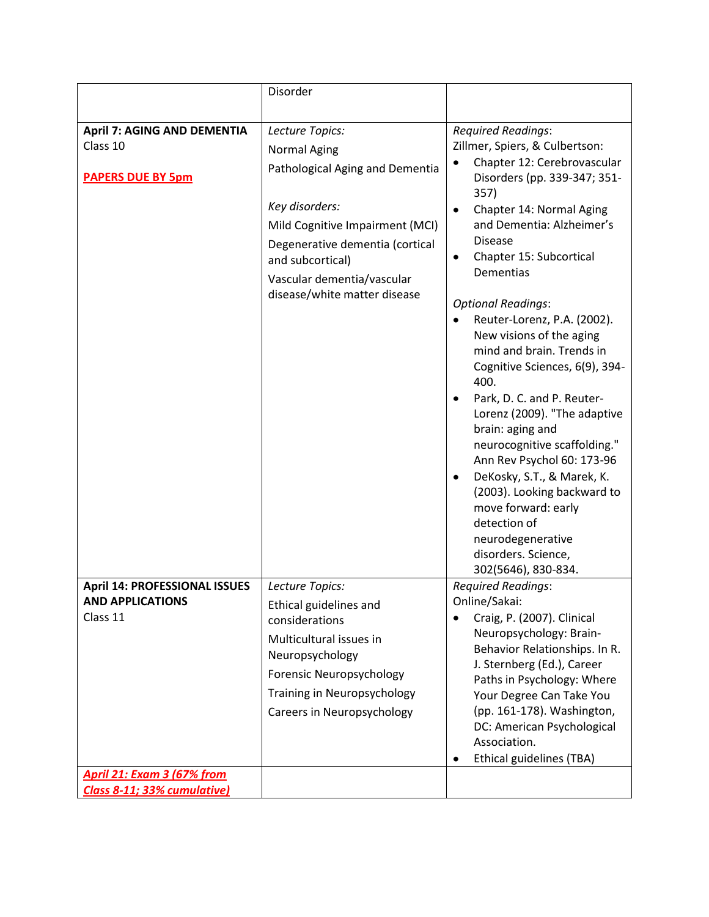| | | |
|---|---|---|
| | Disorder | |
| **April 7: AGING AND DEMENTIA**<br>Class 10<br><br>**PAPERS DUE BY 5pm** | *Lecture Topics:*<br>Normal Aging<br>Pathological Aging and Dementia<br><br>*Key disorders:*<br>Mild Cognitive Impairment (MCI)<br>Degenerative dementia (cortical and subcortical)<br>Vascular dementia/vascular disease/white matter disease | *Required Readings*:<br>Zillmer, Spiers, & Culbertson:<br>• Chapter 12: Cerebrovascular Disorders (pp. 339-347; 351-357)<br>• Chapter 14: Normal Aging and Dementia: Alzheimer's Disease<br>• Chapter 15: Subcortical Dementias<br><br>*Optional Readings*:<br>• Reuter-Lorenz, P.A. (2002). New visions of the aging mind and brain. Trends in Cognitive Sciences, 6(9), 394-400.<br>• Park, D. C. and P. Reuter-Lorenz (2009). "The adaptive brain: aging and neurocognitive scaffolding." Ann Rev Psychol 60: 173-96<br>• DeKosky, S.T., & Marek, K. (2003). Looking backward to move forward: early detection of neurodegenerative disorders. Science, 302(5646), 830-834. |
| **April 14: PROFESSIONAL ISSUES AND APPLICATIONS**<br>Class 11 | *Lecture Topics:*<br>Ethical guidelines and considerations<br>Multicultural issues in Neuropsychology<br>Forensic Neuropsychology<br>Training in Neuropsychology<br>Careers in Neuropsychology | *Required Readings*:<br>Online/Sakai:<br>• Craig, P. (2007). Clinical Neuropsychology: Brain-Behavior Relationships. In R. J. Sternberg (Ed.), Career Paths in Psychology: Where Your Degree Can Take You (pp. 161-178). Washington, DC: American Psychological Association.<br>• Ethical guidelines (TBA) |
| ***April 21: Exam 3 (67% from Class 8-11; 33% cumulative)*** | | |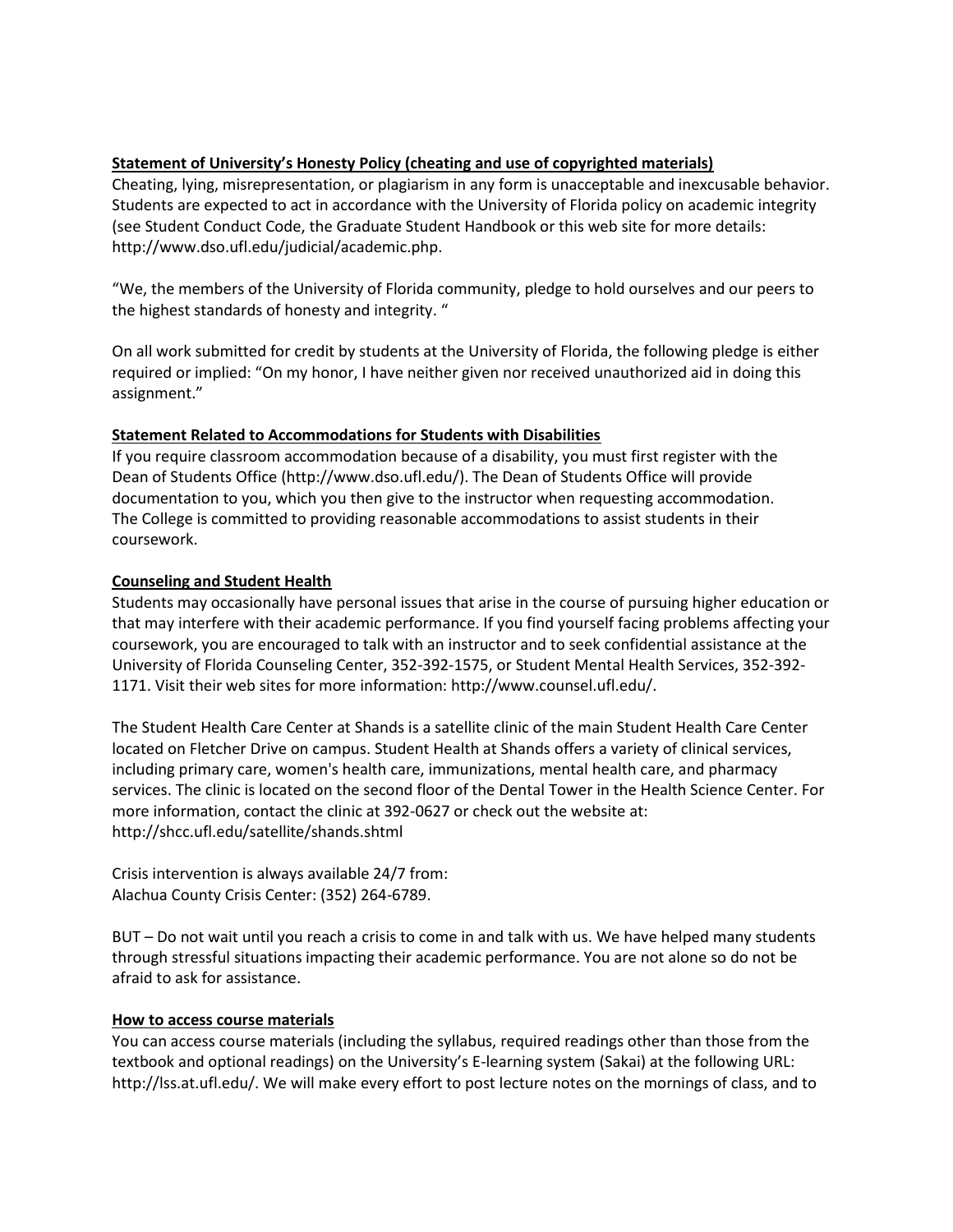**Statement of University's Honesty Policy (cheating and use of copyrighted materials)**

Cheating, lying, misrepresentation, or plagiarism in any form is unacceptable and inexcusable behavior. Students are expected to act in accordance with the University of Florida policy on academic integrity (see Student Conduct Code, the Graduate Student Handbook or this web site for more details: http://www.dso.ufl.edu/judicial/academic.php.

"We, the members of the University of Florida community, pledge to hold ourselves and our peers to the highest standards of honesty and integrity. "

On all work submitted for credit by students at the University of Florida, the following pledge is either required or implied: "On my honor, I have neither given nor received unauthorized aid in doing this assignment."

**Statement Related to Accommodations for Students with Disabilities**

If you require classroom accommodation because of a disability, you must first register with the Dean of Students Office (http://www.dso.ufl.edu/). The Dean of Students Office will provide documentation to you, which you then give to the instructor when requesting accommodation. The College is committed to providing reasonable accommodations to assist students in their coursework.

**Counseling and Student Health**

Students may occasionally have personal issues that arise in the course of pursuing higher education or that may interfere with their academic performance. If you find yourself facing problems affecting your coursework, you are encouraged to talk with an instructor and to seek confidential assistance at the University of Florida Counseling Center, 352-392-1575, or Student Mental Health Services, 352-392-1171. Visit their web sites for more information: http://www.counsel.ufl.edu/.

The Student Health Care Center at Shands is a satellite clinic of the main Student Health Care Center located on Fletcher Drive on campus. Student Health at Shands offers a variety of clinical services, including primary care, women's health care, immunizations, mental health care, and pharmacy services. The clinic is located on the second floor of the Dental Tower in the Health Science Center. For more information, contact the clinic at 392-0627 or check out the website at: http://shcc.ufl.edu/satellite/shands.shtml

Crisis intervention is always available 24/7 from:
Alachua County Crisis Center: (352) 264-6789.

BUT – Do not wait until you reach a crisis to come in and talk with us. We have helped many students through stressful situations impacting their academic performance. You are not alone so do not be afraid to ask for assistance.

**How to access course materials**

You can access course materials (including the syllabus, required readings other than those from the textbook and optional readings) on the University's E-learning system (Sakai) at the following URL: http://lss.at.ufl.edu/. We will make every effort to post lecture notes on the mornings of class, and to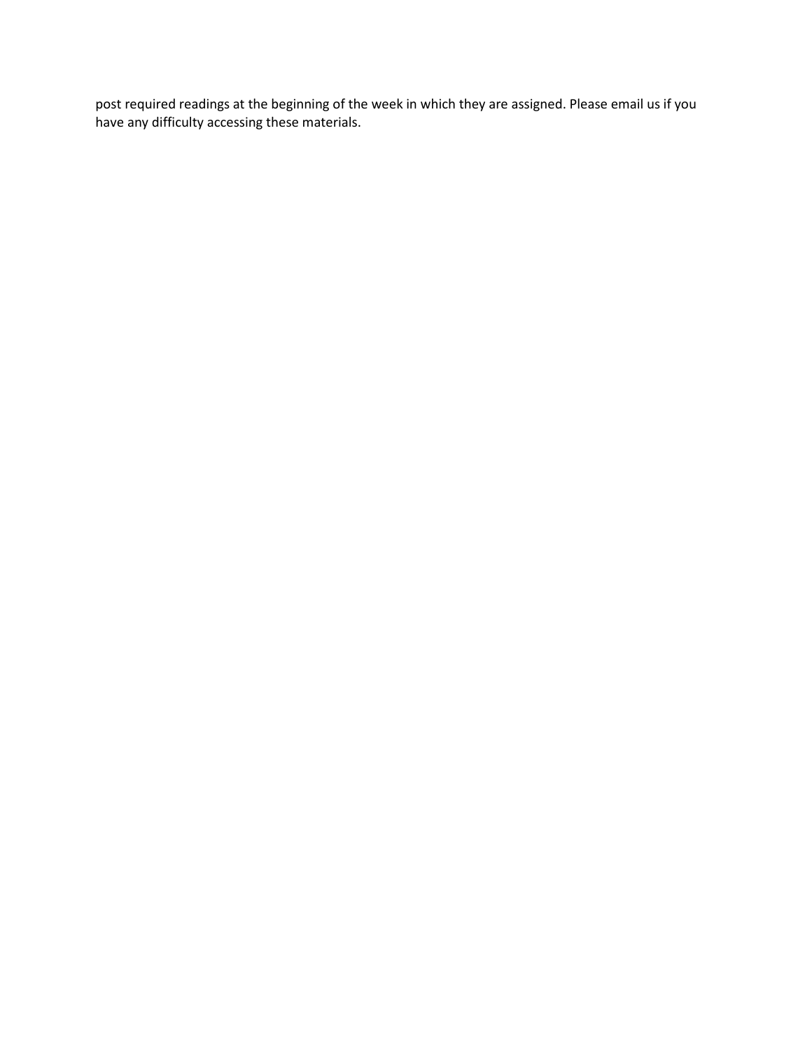post required readings at the beginning of the week in which they are assigned. Please email us if you have any difficulty accessing these materials.